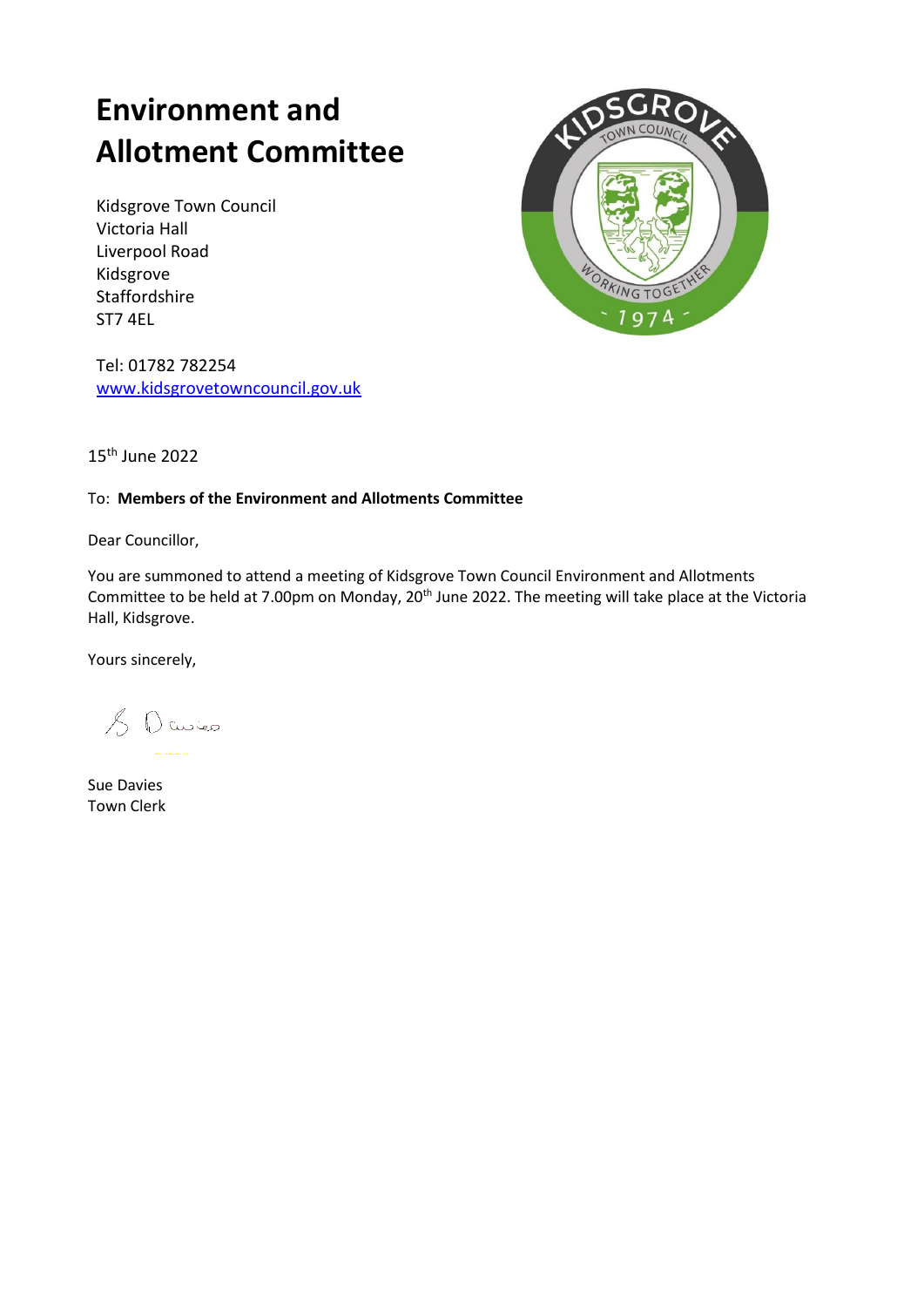# Environment and Allotment Committee

Kidsgrove Town Council
Victoria Hall
Liverpool Road
Kidsgrove
Staffordshire
ST7 4EL

Tel: 01782 782254
www.kidsgrovetowncouncil.gov.uk

15th June 2022

To: **Members of the Environment and Allotments Committee**

Dear Councillor,

You are summoned to attend a meeting of Kidsgrove Town Council Environment and Allotments Committee to be held at 7.00pm on Monday, 20th June 2022. The meeting will take place at the Victoria Hall, Kidsgrove.

Yours sincerely,

S Davies

Sue Davies
Town Clerk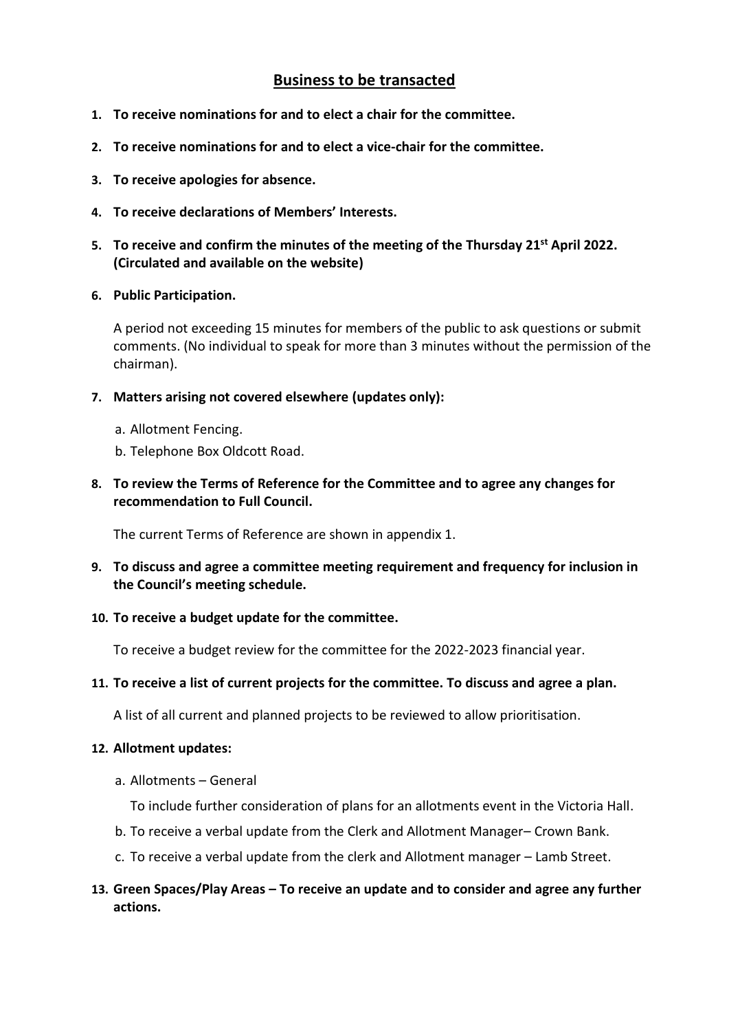## Business to be transacted

1. **To receive nominations for and to elect a chair for the committee.**
2. **To receive nominations for and to elect a vice-chair for the committee.**
3. **To receive apologies for absence.**
4. **To receive declarations of Members' Interests.**
5. **To receive and confirm the minutes of the meeting of the Thursday 21st April 2022. (Circulated and available on the website)**
6. **Public Participation.**

   A period not exceeding 15 minutes for members of the public to ask questions or submit comments. (No individual to speak for more than 3 minutes without the permission of the chairman).

7. **Matters arising not covered elsewhere (updates only):**

   a. Allotment Fencing.

   b. Telephone Box Oldcott Road.

8. **To review the Terms of Reference for the Committee and to agree any changes for recommendation to Full Council.**

   The current Terms of Reference are shown in appendix 1.

9. **To discuss and agree a committee meeting requirement and frequency for inclusion in the Council's meeting schedule.**
10. **To receive a budget update for the committee.**

    To receive a budget review for the committee for the 2022-2023 financial year.

11. **To receive a list of current projects for the committee. To discuss and agree a plan.**

    A list of all current and planned projects to be reviewed to allow prioritisation.

12. **Allotment updates:**

    a. Allotments – General

       To include further consideration of plans for an allotments event in the Victoria Hall.

    b. To receive a verbal update from the Clerk and Allotment Manager– Crown Bank.

    c. To receive a verbal update from the clerk and Allotment manager – Lamb Street.

13. **Green Spaces/Play Areas – To receive an update and to consider and agree any further actions.**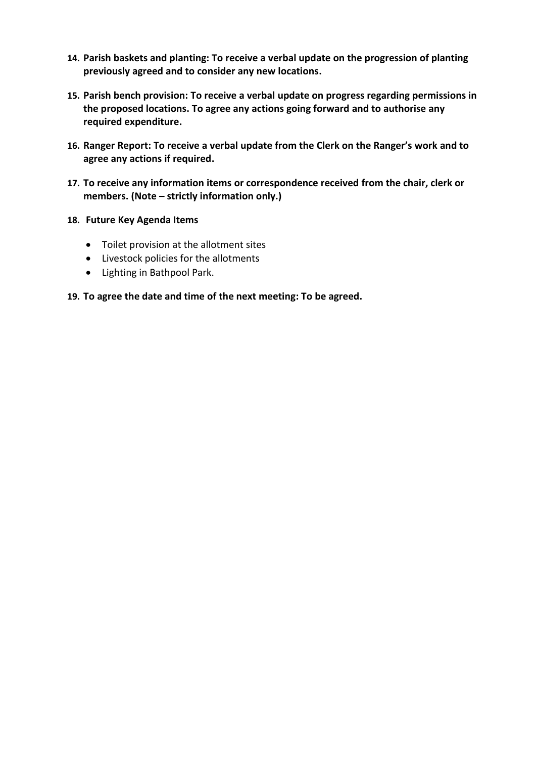14. **Parish baskets and planting: To receive a verbal update on the progression of planting previously agreed and to consider any new locations.**

15. **Parish bench provision: To receive a verbal update on progress regarding permissions in the proposed locations. To agree any actions going forward and to authorise any required expenditure.**

16. **Ranger Report: To receive a verbal update from the Clerk on the Ranger's work and to agree any actions if required.**

17. **To receive any information items or correspondence received from the chair, clerk or members. (Note – strictly information only.)**

18. **Future Key Agenda Items**

    - Toilet provision at the allotment sites
    - Livestock policies for the allotments
    - Lighting in Bathpool Park.

19. **To agree the date and time of the next meeting: To be agreed.**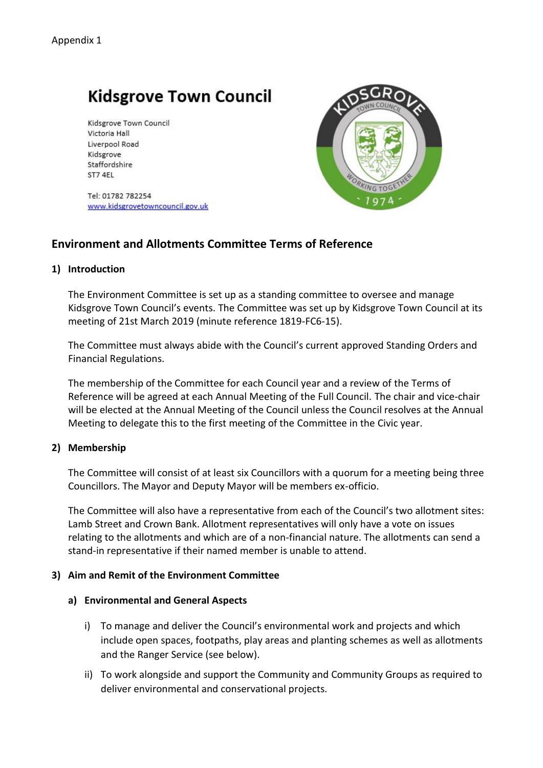Appendix 1

# Kidsgrove Town Council

Kidsgrove Town Council
Victoria Hall
Liverpool Road
Kidsgrove
Staffordshire
ST7 4EL

Tel: 01782 782254
www.kidsgrovetowncouncil.gov.uk

## Environment and Allotments Committee Terms of Reference

### 1) Introduction

The Environment Committee is set up as a standing committee to oversee and manage Kidsgrove Town Council's events. The Committee was set up by Kidsgrove Town Council at its meeting of 21st March 2019 (minute reference 1819-FC6-15).

The Committee must always abide with the Council's current approved Standing Orders and Financial Regulations.

The membership of the Committee for each Council year and a review of the Terms of Reference will be agreed at each Annual Meeting of the Full Council. The chair and vice-chair will be elected at the Annual Meeting of the Council unless the Council resolves at the Annual Meeting to delegate this to the first meeting of the Committee in the Civic year.

### 2) Membership

The Committee will consist of at least six Councillors with a quorum for a meeting being three Councillors. The Mayor and Deputy Mayor will be members ex-officio.

The Committee will also have a representative from each of the Council's two allotment sites: Lamb Street and Crown Bank. Allotment representatives will only have a vote on issues relating to the allotments and which are of a non-financial nature. The allotments can send a stand-in representative if their named member is unable to attend.

### 3) Aim and Remit of the Environment Committee

#### a) Environmental and General Aspects

i) To manage and deliver the Council's environmental work and projects and which include open spaces, footpaths, play areas and planting schemes as well as allotments and the Ranger Service (see below).

ii) To work alongside and support the Community and Community Groups as required to deliver environmental and conservational projects.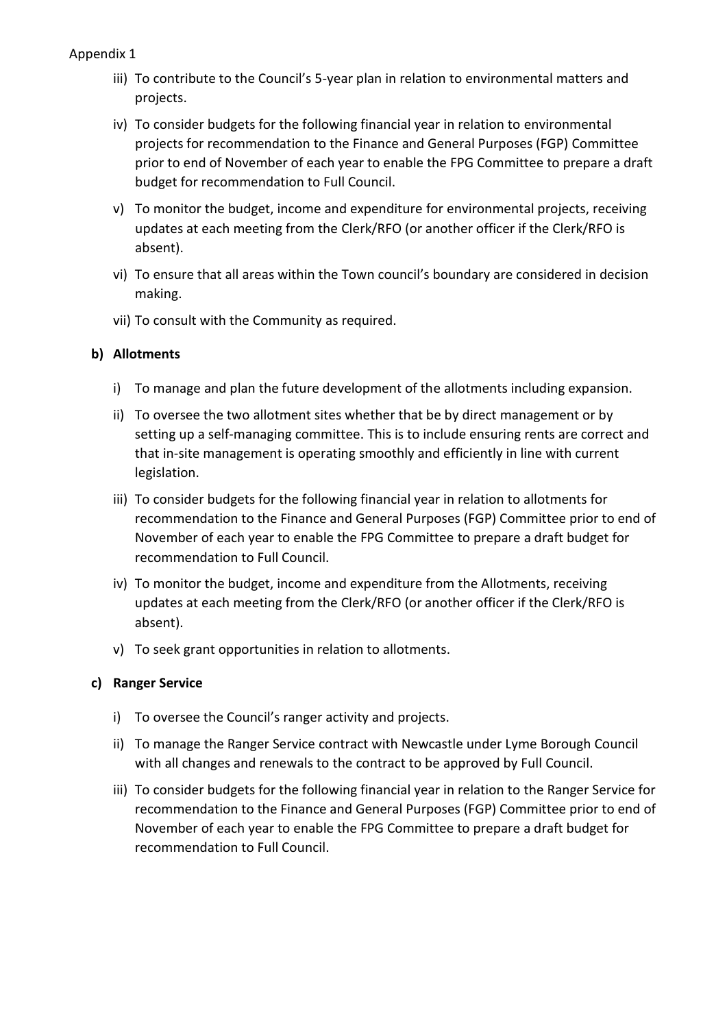Appendix 1

iii) To contribute to the Council's 5-year plan in relation to environmental matters and projects.

iv) To consider budgets for the following financial year in relation to environmental projects for recommendation to the Finance and General Purposes (FGP) Committee prior to end of November of each year to enable the FPG Committee to prepare a draft budget for recommendation to Full Council.

v) To monitor the budget, income and expenditure for environmental projects, receiving updates at each meeting from the Clerk/RFO (or another officer if the Clerk/RFO is absent).

vi) To ensure that all areas within the Town council's boundary are considered in decision making.

vii) To consult with the Community as required.

**b) Allotments**

i) To manage and plan the future development of the allotments including expansion.

ii) To oversee the two allotment sites whether that be by direct management or by setting up a self-managing committee. This is to include ensuring rents are correct and that in-site management is operating smoothly and efficiently in line with current legislation.

iii) To consider budgets for the following financial year in relation to allotments for recommendation to the Finance and General Purposes (FGP) Committee prior to end of November of each year to enable the FPG Committee to prepare a draft budget for recommendation to Full Council.

iv) To monitor the budget, income and expenditure from the Allotments, receiving updates at each meeting from the Clerk/RFO (or another officer if the Clerk/RFO is absent).

v) To seek grant opportunities in relation to allotments.

**c) Ranger Service**

i) To oversee the Council's ranger activity and projects.

ii) To manage the Ranger Service contract with Newcastle under Lyme Borough Council with all changes and renewals to the contract to be approved by Full Council.

iii) To consider budgets for the following financial year in relation to the Ranger Service for recommendation to the Finance and General Purposes (FGP) Committee prior to end of November of each year to enable the FPG Committee to prepare a draft budget for recommendation to Full Council.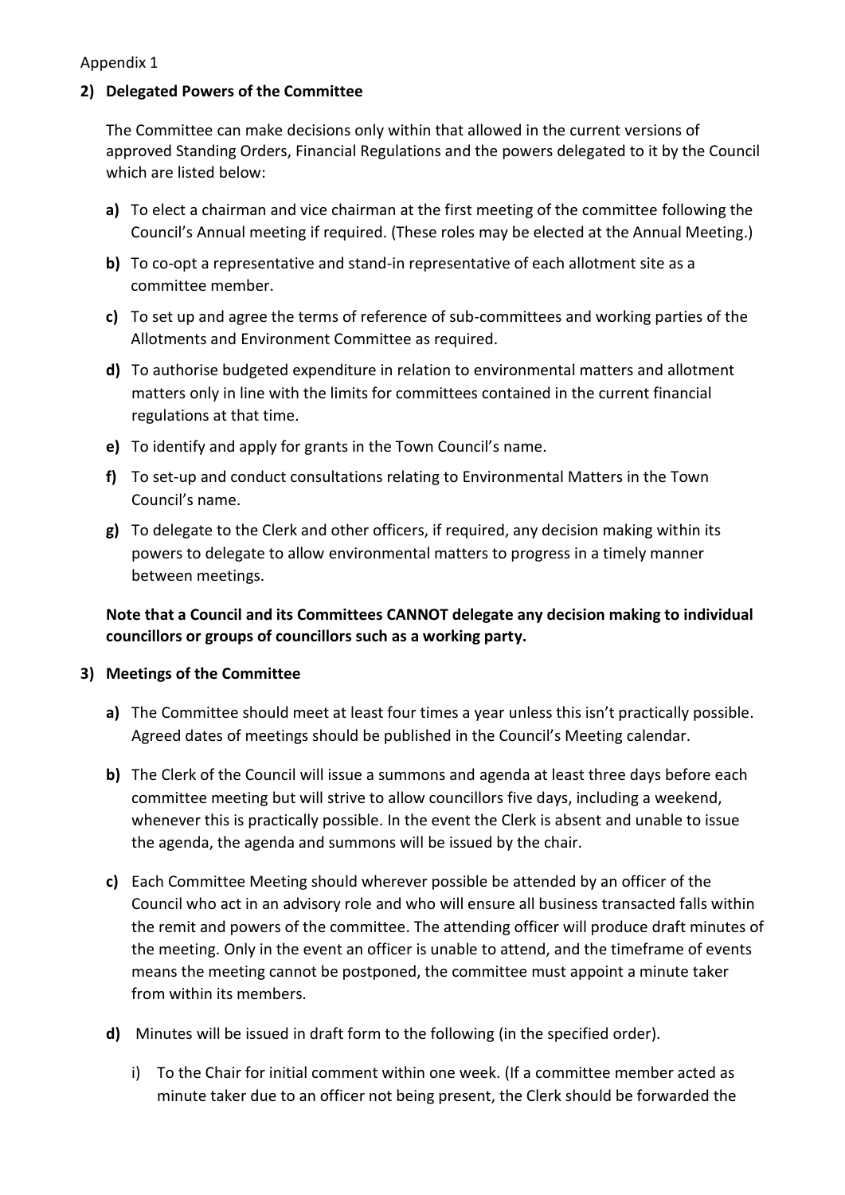Appendix 1

**2) Delegated Powers of the Committee**

The Committee can make decisions only within that allowed in the current versions of approved Standing Orders, Financial Regulations and the powers delegated to it by the Council which are listed below:

**a)** To elect a chairman and vice chairman at the first meeting of the committee following the Council's Annual meeting if required. (These roles may be elected at the Annual Meeting.)

**b)** To co-opt a representative and stand-in representative of each allotment site as a committee member.

**c)** To set up and agree the terms of reference of sub-committees and working parties of the Allotments and Environment Committee as required.

**d)** To authorise budgeted expenditure in relation to environmental matters and allotment matters only in line with the limits for committees contained in the current financial regulations at that time.

**e)** To identify and apply for grants in the Town Council's name.

**f)** To set-up and conduct consultations relating to Environmental Matters in the Town Council's name.

**g)** To delegate to the Clerk and other officers, if required, any decision making within its powers to delegate to allow environmental matters to progress in a timely manner between meetings.

**Note that a Council and its Committees CANNOT delegate any decision making to individual councillors or groups of councillors such as a working party.**

**3) Meetings of the Committee**

**a)** The Committee should meet at least four times a year unless this isn't practically possible. Agreed dates of meetings should be published in the Council's Meeting calendar.

**b)** The Clerk of the Council will issue a summons and agenda at least three days before each committee meeting but will strive to allow councillors five days, including a weekend, whenever this is practically possible. In the event the Clerk is absent and unable to issue the agenda, the agenda and summons will be issued by the chair.

**c)** Each Committee Meeting should wherever possible be attended by an officer of the Council who act in an advisory role and who will ensure all business transacted falls within the remit and powers of the committee. The attending officer will produce draft minutes of the meeting. Only in the event an officer is unable to attend, and the timeframe of events means the meeting cannot be postponed, the committee must appoint a minute taker from within its members.

**d)** Minutes will be issued in draft form to the following (in the specified order).

i) To the Chair for initial comment within one week. (If a committee member acted as minute taker due to an officer not being present, the Clerk should be forwarded the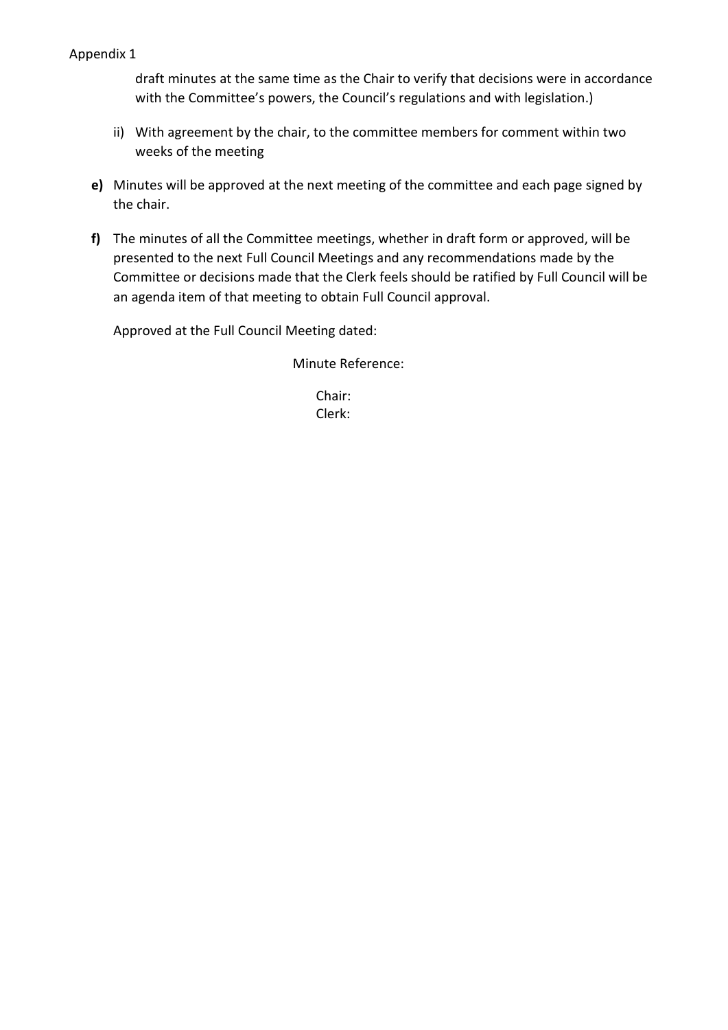draft minutes at the same time as the Chair to verify that decisions were in accordance with the Committee's powers, the Council's regulations and with legislation.)

ii) With agreement by the chair, to the committee members for comment within two weeks of the meeting

**e)** Minutes will be approved at the next meeting of the committee and each page signed by the chair.

**f)** The minutes of all the Committee meetings, whether in draft form or approved, will be presented to the next Full Council Meetings and any recommendations made by the Committee or decisions made that the Clerk feels should be ratified by Full Council will be an agenda item of that meeting to obtain Full Council approval.

Approved at the Full Council Meeting dated:

Minute Reference:

Chair:

Clerk: